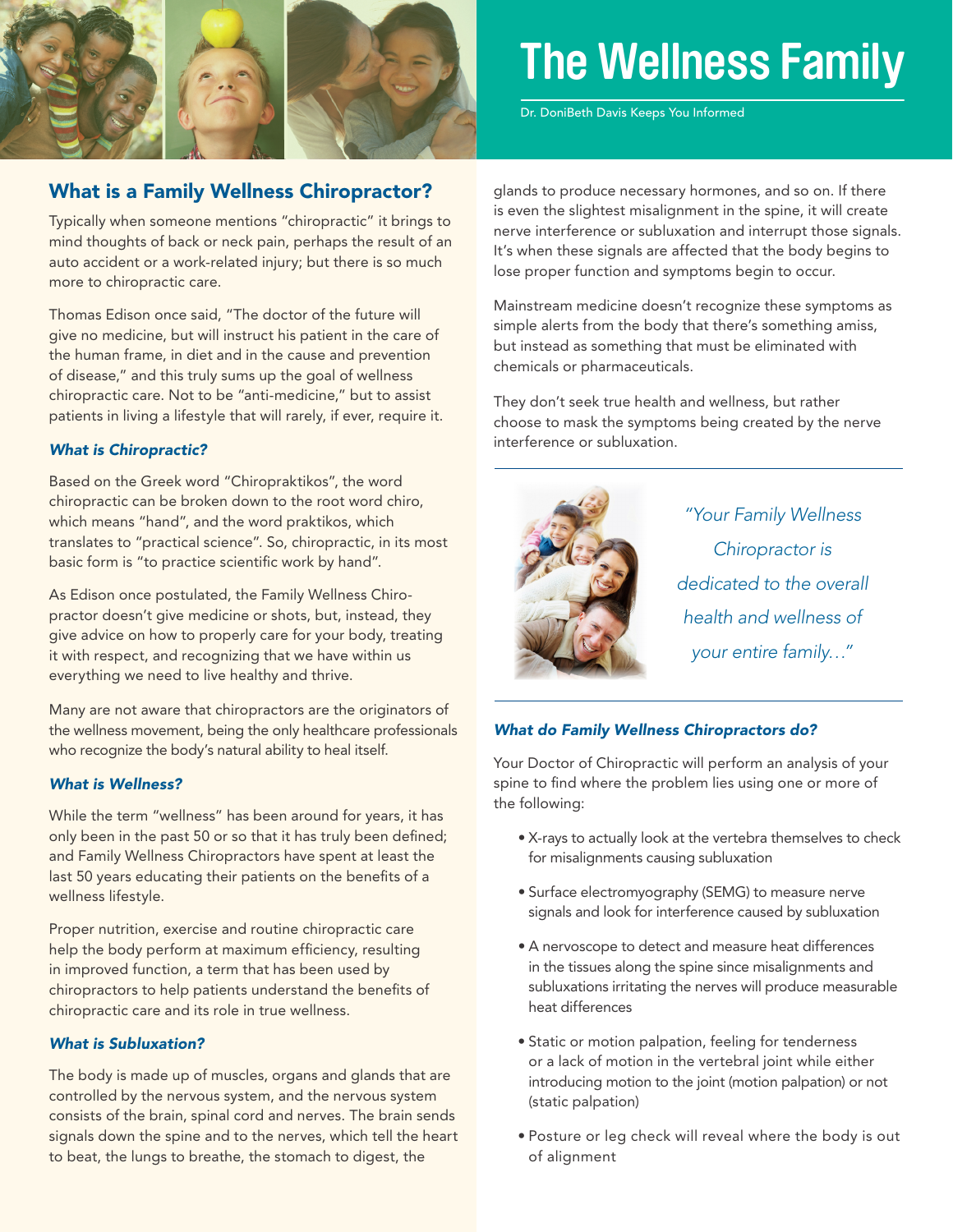# The Wellness Family

Dr. DoniBeth Davis Keeps You Informed

## What is a Family Wellness Chiropractor?

Typically when someone mentions "chiropractic" it brings to mind thoughts of back or neck pain, perhaps the result of an auto accident or a work-related injury; but there is so much more to chiropractic care.

Thomas Edison once said, "The doctor of the future will give no medicine, but will instruct his patient in the care of the human frame, in diet and in the cause and prevention of disease," and this truly sums up the goal of wellness chiropractic care. Not to be "anti-medicine," but to assist patients in living a lifestyle that will rarely, if ever, require it.

### *What is Chiropractic?*

Based on the Greek word "Chiropraktikos", the word chiropractic can be broken down to the root word chiro, which means "hand", and the word praktikos, which translates to "practical science". So, chiropractic, in its most basic form is "to practice scientific work by hand".

As Edison once postulated, the Family Wellness Chiropractor doesn't give medicine or shots, but, instead, they give advice on how to properly care for your body, treating it with respect, and recognizing that we have within us everything we need to live healthy and thrive.

Many are not aware that chiropractors are the originators of the wellness movement, being the only healthcare professionals who recognize the body's natural ability to heal itself.

### *What is Wellness?*

While the term "wellness" has been around for years, it has only been in the past 50 or so that it has truly been defined; and Family Wellness Chiropractors have spent at least the last 50 years educating their patients on the benefits of a wellness lifestyle.

Proper nutrition, exercise and routine chiropractic care help the body perform at maximum efficiency, resulting in improved function, a term that has been used by chiropractors to help patients understand the benefits of chiropractic care and its role in true wellness.

### *What is Subluxation?*

The body is made up of muscles, organs and glands that are controlled by the nervous system, and the nervous system consists of the brain, spinal cord and nerves. The brain sends signals down the spine and to the nerves, which tell the heart to beat, the lungs to breathe, the stomach to digest, the glands to produce necessary hormones, and so on. If there is even the slightest misalignment in the spine, it will create nerve interference or subluxation and interrupt those signals. It's when these signals are affected that the body begins to lose proper function and symptoms begin to occur.

Mainstream medicine doesn't recognize these symptoms as simple alerts from the body that there's something amiss, but instead as something that must be eliminated with chemicals or pharmaceuticals.

They don't seek true health and wellness, but rather choose to mask the symptoms being created by the nerve interference or subluxation.

*"Your Family Wellness Chiropractor is dedicated to the overall health and wellness of your entire family..."*

### *What do Family Wellness Chiropractors do?*

Your Doctor of Chiropractic will perform an analysis of your spine to find where the problem lies using one or more of the following:

- X-rays to actually look at the vertebra themselves to check for misalignments causing subluxation
- Surface electromyography (SEMG) to measure nerve signals and look for interference caused by subluxation
- A nervoscope to detect and measure heat differences in the tissues along the spine since misalignments and subluxations irritating the nerves will produce measurable heat differences
- Static or motion palpation, feeling for tenderness or a lack of motion in the vertebral joint while either introducing motion to the joint (motion palpation) or not (static palpation)
- Posture or leg check will reveal where the body is out of alignment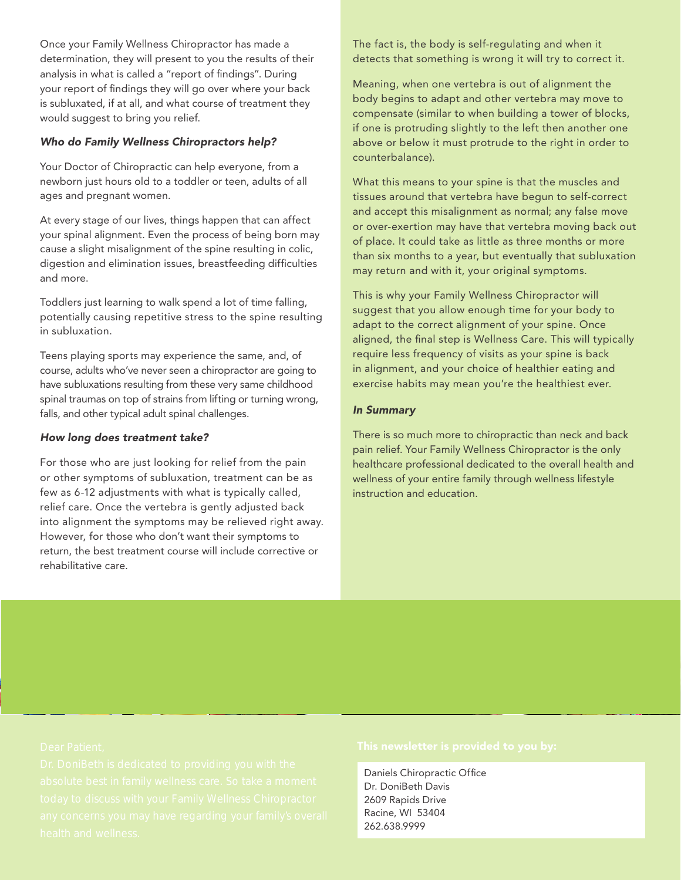Once your Family Wellness Chiropractor has made a determination, they will present to you the results of their analysis in what is called a "report of findings". During your report of findings they will go over where your back is subluxated, if at all, and what course of treatment they would suggest to bring you relief.

### *Who do Family Wellness Chiropractors help?*

Your Doctor of Chiropractic can help everyone, from a newborn just hours old to a toddler or teen, adults of all ages and pregnant women.

At every stage of our lives, things happen that can affect your spinal alignment. Even the process of being born may cause a slight misalignment of the spine resulting in colic, digestion and elimination issues, breastfeeding difficulties and more.

Toddlers just learning to walk spend a lot of time falling, potentially causing repetitive stress to the spine resulting in subluxation.

Teens playing sports may experience the same, and, of course, adults who've never seen a chiropractor are going to have subluxations resulting from these very same childhood spinal traumas on top of strains from lifting or turning wrong, falls, and other typical adult spinal challenges.

### *How long does treatment take?*

For those who are just looking for relief from the pain or other symptoms of subluxation, treatment can be as few as 6-12 adjustments with what is typically called, relief care. Once the vertebra is gently adjusted back into alignment the symptoms may be relieved right away. However, for those who don't want their symptoms to return, the best treatment course will include corrective or rehabilitative care.

The fact is, the body is self-regulating and when it detects that something is wrong it will try to correct it.

Meaning, when one vertebra is out of alignment the body begins to adapt and other vertebra may move to compensate (similar to when building a tower of blocks, if one is protruding slightly to the left then another one above or below it must protrude to the right in order to counterbalance).

What this means to your spine is that the muscles and tissues around that vertebra have begun to self-correct and accept this misalignment as normal; any false move or over-exertion may have that vertebra moving back out of place. It could take as little as three months or more than six months to a year, but eventually that subluxation may return and with it, your original symptoms.

This is why your Family Wellness Chiropractor will suggest that you allow enough time for your body to adapt to the correct alignment of your spine. Once aligned, the final step is Wellness Care. This will typically require less frequency of visits as your spine is back in alignment, and your choice of healthier eating and exercise habits may mean you're the healthiest ever.

### *In Summary*

There is so much more to chiropractic than neck and back pain relief. Your Family Wellness Chiropractor is the only healthcare professional dedicated to the overall health and wellness of your entire family through wellness lifestyle instruction and education.

Dear Patient,

Dr. DoniBeth is dedicated to providing you with the absolute best in family wellness care. So take a moment today to discuss with your Family Wellness Chiropractor any concerns you may have regarding your family's overall health and wellness.

**This newsletter is provided to you by:**

Daniels Chiropractic Office
Dr. DoniBeth Davis
2609 Rapids Drive
Racine, WI 53404
262.638.9999